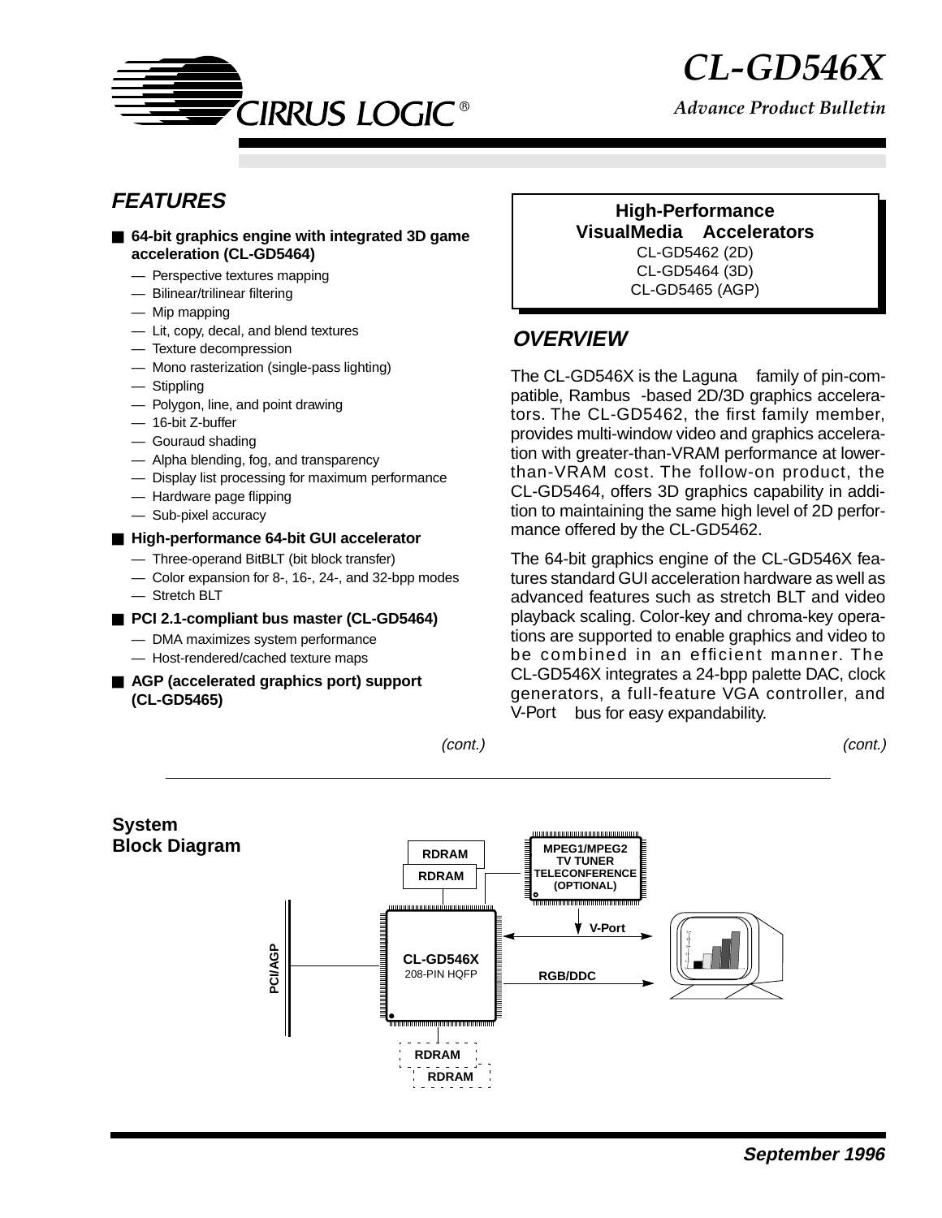# CL-GD546X

*Advance Product Bulletin*

## FEATURES

- **64-bit graphics engine with integrated 3D game acceleration (CL-GD5464)**
  - Perspective textures mapping
  - Bilinear/trilinear filtering
  - Mip mapping
  - Lit, copy, decal, and blend textures
  - Texture decompression
  - Mono rasterization (single-pass lighting)
  - Stippling
  - Polygon, line, and point drawing
  - 16-bit Z-buffer
  - Gouraud shading
  - Alpha blending, fog, and transparency
  - Display list processing for maximum performance
  - Hardware page flipping
  - Sub-pixel accuracy
- **High-performance 64-bit GUI accelerator**
  - Three-operand BitBLT (bit block transfer)
  - Color expansion for 8-, 16-, 24-, and 32-bpp modes
  - Stretch BLT
- **PCI 2.1-compliant bus master (CL-GD5464)**
  - DMA maximizes system performance
  - Host-rendered/cached texture maps
- **AGP (accelerated graphics port) support (CL-GD5465)**

*(cont.)*

**High-Performance VisualMedia Accelerators**
CL-GD5462 (2D)
CL-GD5464 (3D)
CL-GD5465 (AGP)

## OVERVIEW

The CL-GD546X is the Laguna family of pin-compatible, Rambus -based 2D/3D graphics accelerators. The CL-GD5462, the first family member, provides multi-window video and graphics acceleration with greater-than-VRAM performance at lower-than-VRAM cost. The follow-on product, the CL-GD5464, offers 3D graphics capability in addition to maintaining the same high level of 2D performance offered by the CL-GD5462.

The 64-bit graphics engine of the CL-GD546X features standard GUI acceleration hardware as well as advanced features such as stretch BLT and video playback scaling. Color-key and chroma-key operations are supported to enable graphics and video to be combined in an efficient manner. The CL-GD546X integrates a 24-bpp palette DAC, clock generators, a full-feature VGA controller, and V-Port bus for easy expandability.

*(cont.)*

**System Block Diagram**

RDRAM
RDRAM
MPEG1/MPEG2 TV TUNER TELECONFERENCE (OPTIONAL)
V-Port
PCI/AGP
CL-GD546X 208-PIN HQFP
RGB/DDC
RDRAM
RDRAM

**September 1996**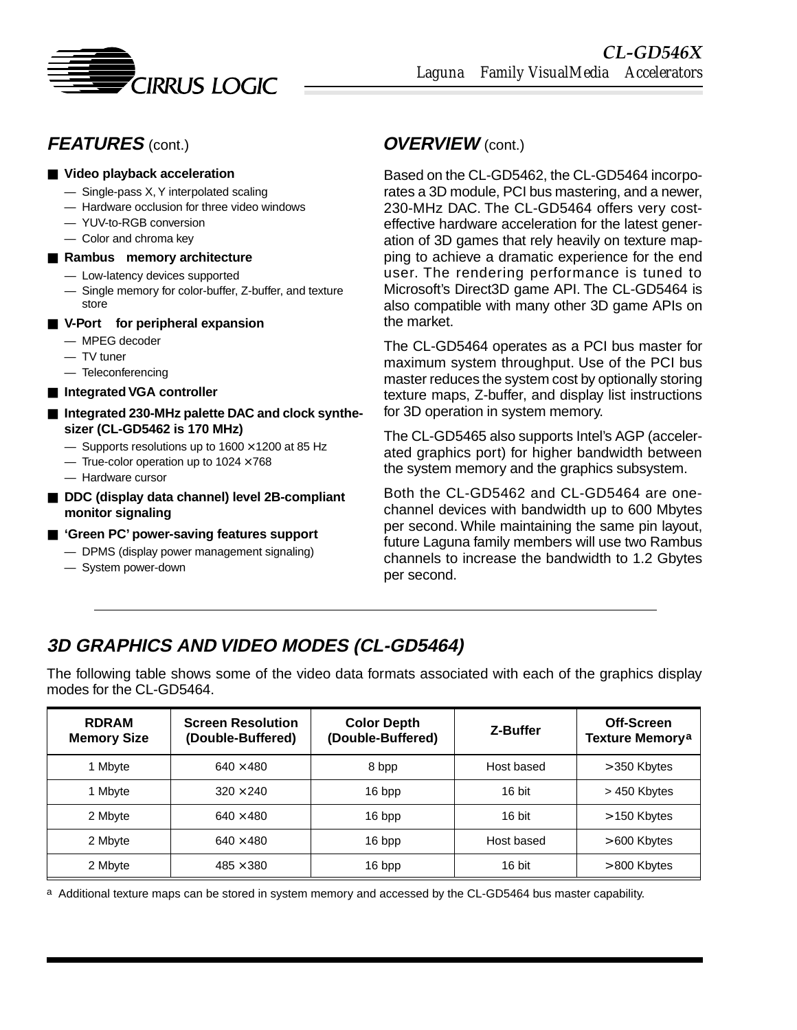## FEATURES (cont.)

- **Video playback acceleration**
  - Single-pass X, Y interpolated scaling
  - Hardware occlusion for three video windows
  - YUV-to-RGB conversion
  - Color and chroma key
- **Rambus memory architecture**
  - Low-latency devices supported
  - Single memory for color-buffer, Z-buffer, and texture store
- **V-Port for peripheral expansion**
  - MPEG decoder
  - TV tuner
  - Teleconferencing
- **Integrated VGA controller**
- **Integrated 230-MHz palette DAC and clock synthesizer (CL-GD5462 is 170 MHz)**
  - Supports resolutions up to 1600 × 1200 at 85 Hz
  - True-color operation up to 1024 × 768
  - Hardware cursor
- **DDC (display data channel) level 2B-compliant monitor signaling**
- **'Green PC' power-saving features support**
  - DPMS (display power management signaling)
  - System power-down

## OVERVIEW (cont.)

Based on the CL-GD5462, the CL-GD5464 incorporates a 3D module, PCI bus mastering, and a newer, 230-MHz DAC. The CL-GD5464 offers very cost-effective hardware acceleration for the latest generation of 3D games that rely heavily on texture mapping to achieve a dramatic experience for the end user. The rendering performance is tuned to Microsoft's Direct3D game API. The CL-GD5464 is also compatible with many other 3D game APIs on the market.

The CL-GD5464 operates as a PCI bus master for maximum system throughput. Use of the PCI bus master reduces the system cost by optionally storing texture maps, Z-buffer, and display list instructions for 3D operation in system memory.

The CL-GD5465 also supports Intel's AGP (accelerated graphics port) for higher bandwidth between the system memory and the graphics subsystem.

Both the CL-GD5462 and CL-GD5464 are one-channel devices with bandwidth up to 600 Mbytes per second. While maintaining the same pin layout, future Laguna family members will use two Rambus channels to increase the bandwidth to 1.2 Gbytes per second.

## 3D GRAPHICS AND VIDEO MODES (CL-GD5464)

The following table shows some of the video data formats associated with each of the graphics display modes for the CL-GD5464.

| RDRAM Memory Size | Screen Resolution (Double-Buffered) | Color Depth (Double-Buffered) | Z-Buffer | Off-Screen Texture Memory[a] |
|---|---|---|---|---|
| 1 Mbyte | 640 × 480 | 8 bpp | Host based | > 350 Kbytes |
| 1 Mbyte | 320 × 240 | 16 bpp | 16 bit | > 450 Kbytes |
| 2 Mbyte | 640 × 480 | 16 bpp | 16 bit | > 150 Kbytes |
| 2 Mbyte | 640 × 480 | 16 bpp | Host based | > 600 Kbytes |
| 2 Mbyte | 485 × 380 | 16 bpp | 16 bit | > 800 Kbytes |

[a] Additional texture maps can be stored in system memory and accessed by the CL-GD5464 bus master capability.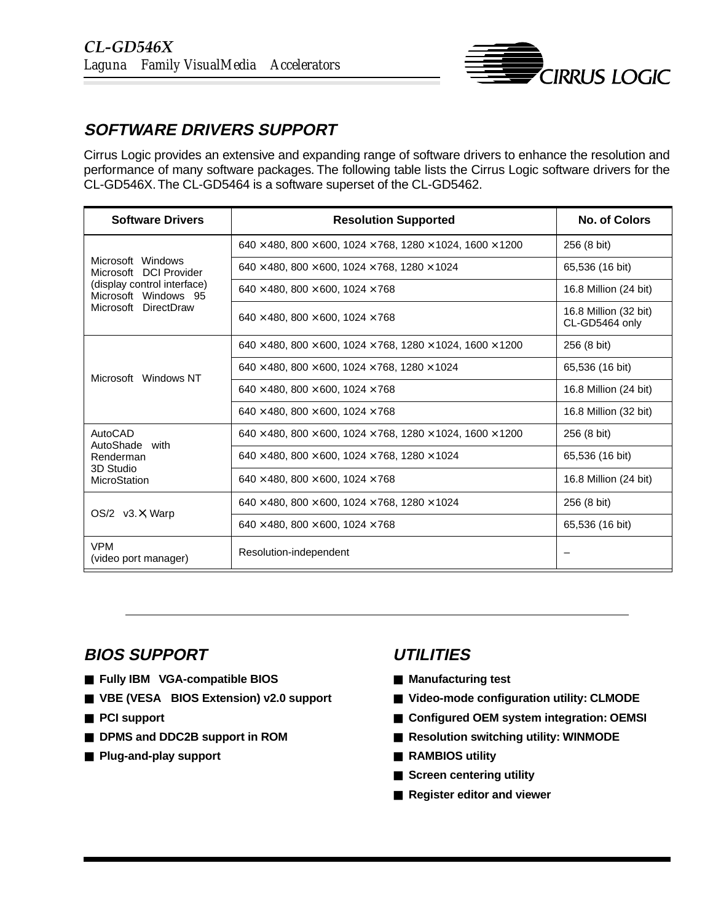## SOFTWARE DRIVERS SUPPORT

Cirrus Logic provides an extensive and expanding range of software drivers to enhance the resolution and performance of many software packages. The following table lists the Cirrus Logic software drivers for the CL-GD546X. The CL-GD5464 is a software superset of the CL-GD5462.

| Software Drivers | Resolution Supported | No. of Colors |
|---|---|---|
| Microsoft Windows<br>Microsoft DCI Provider (display control interface)<br>Microsoft Windows 95<br>Microsoft DirectDraw | 640 × 480, 800 × 600, 1024 × 768, 1280 × 1024, 1600 × 1200 | 256 (8 bit) |
| | 640 × 480, 800 × 600, 1024 × 768, 1280 × 1024 | 65,536 (16 bit) |
| | 640 × 480, 800 × 600, 1024 × 768 | 16.8 Million (24 bit) |
| | 640 × 480, 800 × 600, 1024 × 768 | 16.8 Million (32 bit) CL-GD5464 only |
| Microsoft Windows NT | 640 × 480, 800 × 600, 1024 × 768, 1280 × 1024, 1600 × 1200 | 256 (8 bit) |
| | 640 × 480, 800 × 600, 1024 × 768, 1280 × 1024 | 65,536 (16 bit) |
| | 640 × 480, 800 × 600, 1024 × 768 | 16.8 Million (24 bit) |
| | 640 × 480, 800 × 600, 1024 × 768 | 16.8 Million (32 bit) |
| AutoCAD<br>AutoShade with Renderman<br>3D Studio<br>MicroStation | 640 × 480, 800 × 600, 1024 × 768, 1280 × 1024, 1600 × 1200 | 256 (8 bit) |
| | 640 × 480, 800 × 600, 1024 × 768, 1280 × 1024 | 65,536 (16 bit) |
| | 640 × 480, 800 × 600, 1024 × 768 | 16.8 Million (24 bit) |
| OS/2 v3.X Warp | 640 × 480, 800 × 600, 1024 × 768, 1280 × 1024 | 256 (8 bit) |
| | 640 × 480, 800 × 600, 1024 × 768 | 65,536 (16 bit) |
| VPM (video port manager) | Resolution-independent | – |

## BIOS SUPPORT

- **Fully IBM VGA-compatible BIOS**
- **VBE (VESA BIOS Extension) v2.0 support**
- **PCI support**
- **DPMS and DDC2B support in ROM**
- **Plug-and-play support**

## UTILITIES

- **Manufacturing test**
- **Video-mode configuration utility: CLMODE**
- **Configured OEM system integration: OEMSI**
- **Resolution switching utility: WINMODE**
- **RAMBIOS utility**
- **Screen centering utility**
- **Register editor and viewer**